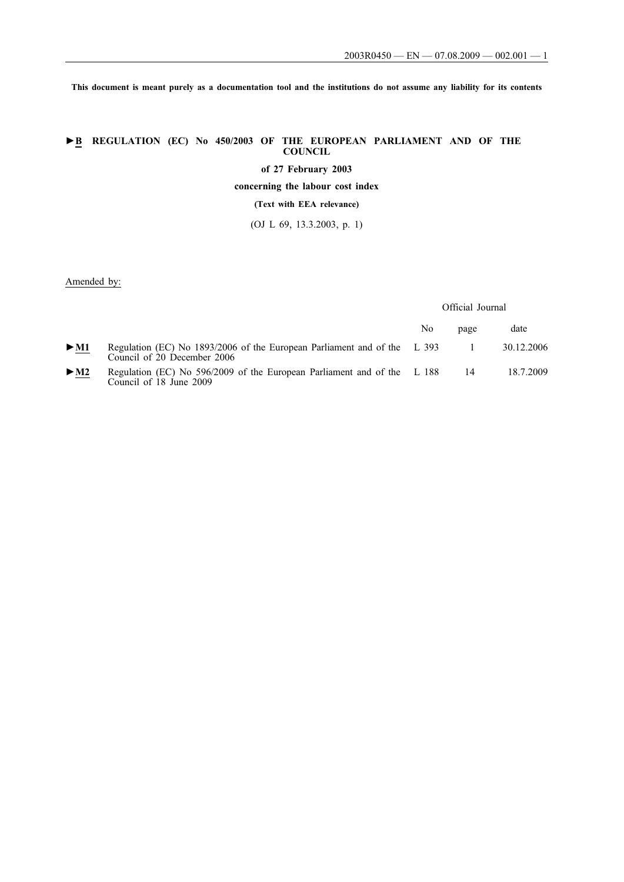**This document is meant purely as a documentation tool and the institutions do not assume any liability for its contents**

# ►B REGULATION (EC) No 450/2003 OF THE EUROPEAN PARLIAMENT AND OF THE COUNCIL

**of 27 February 2003**

**concerning the labour cost index**

**(Text with EEA relevance)**

(OJ L 69, 13.3.2003, p. 1)

Amended by:

| | | Official Journal | | |
|---|---|---|---|---|
| | | No | page | date |
| ►M1 | Regulation (EC) No 1893/2006 of the European Parliament and of the Council of 20 December 2006 | L 393 | 1 | 30.12.2006 |
| ►M2 | Regulation (EC) No 596/2009 of the European Parliament and of the Council of 18 June 2009 | L 188 | 14 | 18.7.2009 |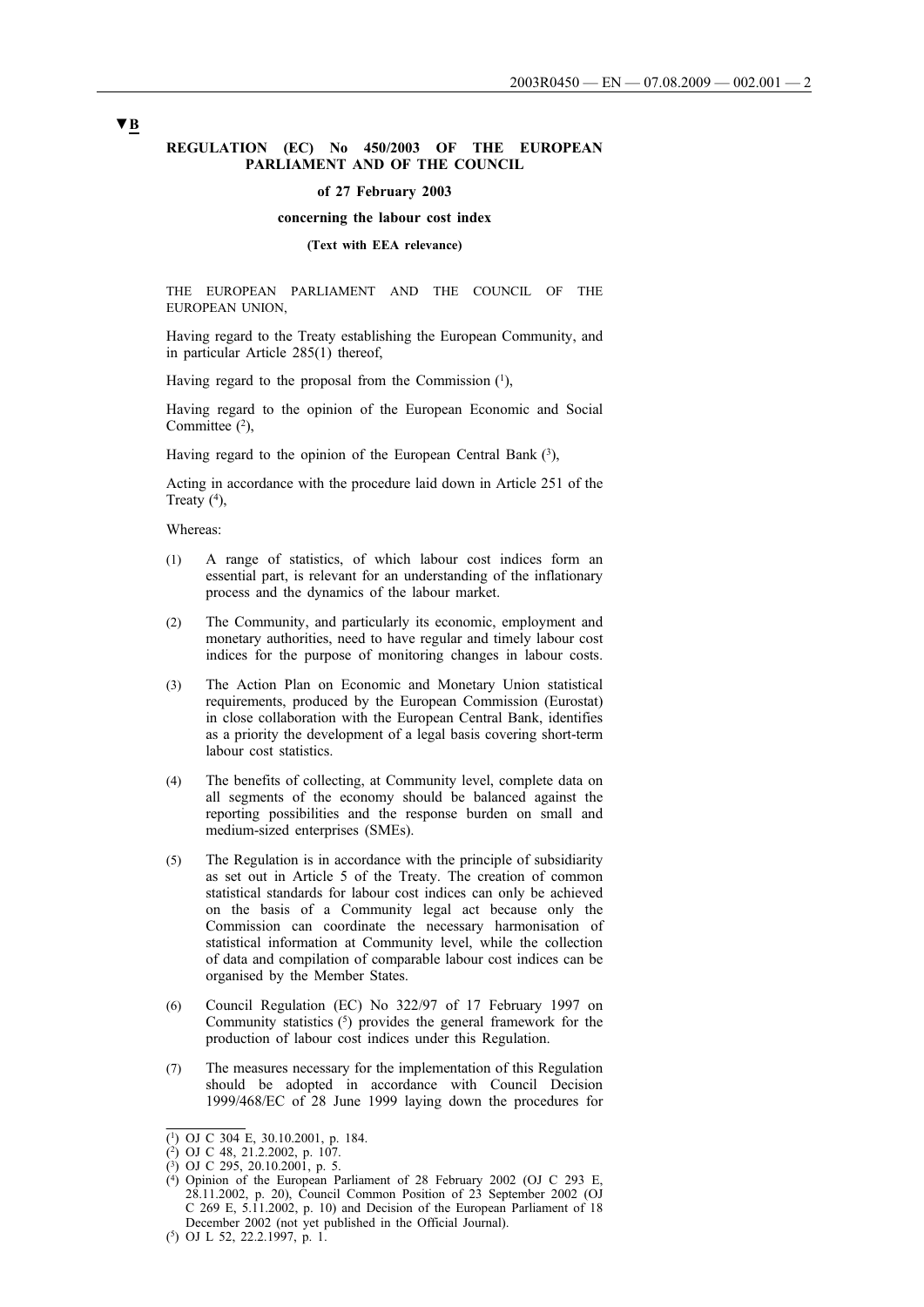▼B

**REGULATION (EC) No 450/2003 OF THE EUROPEAN PARLIAMENT AND OF THE COUNCIL**

**of 27 February 2003**

**concerning the labour cost index**

**(Text with EEA relevance)**

THE EUROPEAN PARLIAMENT AND THE COUNCIL OF THE EUROPEAN UNION,

Having regard to the Treaty establishing the European Community, and in particular Article 285(1) thereof,

Having regard to the proposal from the Commission [1],

Having regard to the opinion of the European Economic and Social Committee [2],

Having regard to the opinion of the European Central Bank [3],

Acting in accordance with the procedure laid down in Article 251 of the Treaty [4],

Whereas:

(1) A range of statistics, of which labour cost indices form an essential part, is relevant for an understanding of the inflationary process and the dynamics of the labour market.

(2) The Community, and particularly its economic, employment and monetary authorities, need to have regular and timely labour cost indices for the purpose of monitoring changes in labour costs.

(3) The Action Plan on Economic and Monetary Union statistical requirements, produced by the European Commission (Eurostat) in close collaboration with the European Central Bank, identifies as a priority the development of a legal basis covering short-term labour cost statistics.

(4) The benefits of collecting, at Community level, complete data on all segments of the economy should be balanced against the reporting possibilities and the response burden on small and medium-sized enterprises (SMEs).

(5) The Regulation is in accordance with the principle of subsidiarity as set out in Article 5 of the Treaty. The creation of common statistical standards for labour cost indices can only be achieved on the basis of a Community legal act because only the Commission can coordinate the necessary harmonisation of statistical information at Community level, while the collection of data and compilation of comparable labour cost indices can be organised by the Member States.

(6) Council Regulation (EC) No 322/97 of 17 February 1997 on Community statistics [5] provides the general framework for the production of labour cost indices under this Regulation.

(7) The measures necessary for the implementation of this Regulation should be adopted in accordance with Council Decision 1999/468/EC of 28 June 1999 laying down the procedures for

---

[1] OJ C 304 E, 30.10.2001, p. 184.

[2] OJ C 48, 21.2.2002, p. 107.

[3] OJ C 295, 20.10.2001, p. 5.

[4] Opinion of the European Parliament of 28 February 2002 (OJ C 293 E, 28.11.2002, p. 20), Council Common Position of 23 September 2002 (OJ C 269 E, 5.11.2002, p. 10) and Decision of the European Parliament of 18 December 2002 (not yet published in the Official Journal).

[5] OJ L 52, 22.2.1997, p. 1.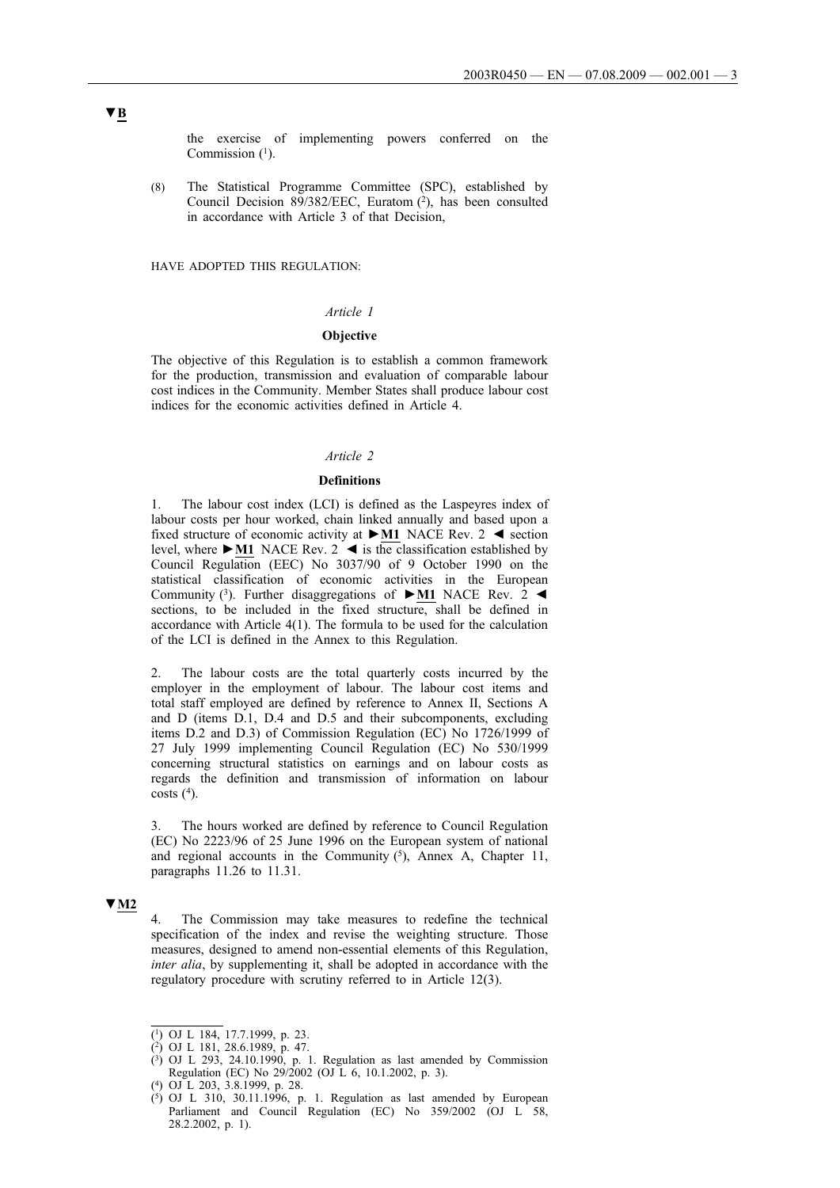▼B

the exercise of implementing powers conferred on the Commission [1].

(8) The Statistical Programme Committee (SPC), established by Council Decision 89/382/EEC, Euratom [2], has been consulted in accordance with Article 3 of that Decision,

HAVE ADOPTED THIS REGULATION:

*Article 1*

**Objective**

The objective of this Regulation is to establish a common framework for the production, transmission and evaluation of comparable labour cost indices in the Community. Member States shall produce labour cost indices for the economic activities defined in Article 4.

*Article 2*

**Definitions**

1. The labour cost index (LCI) is defined as the Laspeyres index of labour costs per hour worked, chain linked annually and based upon a fixed structure of economic activity at ►M1 NACE Rev. 2 ◄ section level, where ►M1 NACE Rev. 2 ◄ is the classification established by Council Regulation (EEC) No 3037/90 of 9 October 1990 on the statistical classification of economic activities in the European Community [3]. Further disaggregations of ►M1 NACE Rev. 2 ◄ sections, to be included in the fixed structure, shall be defined in accordance with Article 4(1). The formula to be used for the calculation of the LCI is defined in the Annex to this Regulation.

2. The labour costs are the total quarterly costs incurred by the employer in the employment of labour. The labour cost items and total staff employed are defined by reference to Annex II, Sections A and D (items D.1, D.4 and D.5 and their subcomponents, excluding items D.2 and D.3) of Commission Regulation (EC) No 1726/1999 of 27 July 1999 implementing Council Regulation (EC) No 530/1999 concerning structural statistics on earnings and on labour costs as regards the definition and transmission of information on labour costs [4].

3. The hours worked are defined by reference to Council Regulation (EC) No 2223/96 of 25 June 1996 on the European system of national and regional accounts in the Community [5], Annex A, Chapter 11, paragraphs 11.26 to 11.31.

▼M2

4. The Commission may take measures to redefine the technical specification of the index and revise the weighting structure. Those measures, designed to amend non-essential elements of this Regulation, *inter alia*, by supplementing it, shall be adopted in accordance with the regulatory procedure with scrutiny referred to in Article 12(3).

---

[1] OJ L 184, 17.7.1999, p. 23.

[2] OJ L 181, 28.6.1989, p. 47.

[3] OJ L 293, 24.10.1990, p. 1. Regulation as last amended by Commission Regulation (EC) No 29/2002 (OJ L 6, 10.1.2002, p. 3).

[4] OJ L 203, 3.8.1999, p. 28.

[5] OJ L 310, 30.11.1996, p. 1. Regulation as last amended by European Parliament and Council Regulation (EC) No 359/2002 (OJ L 58, 28.2.2002, p. 1).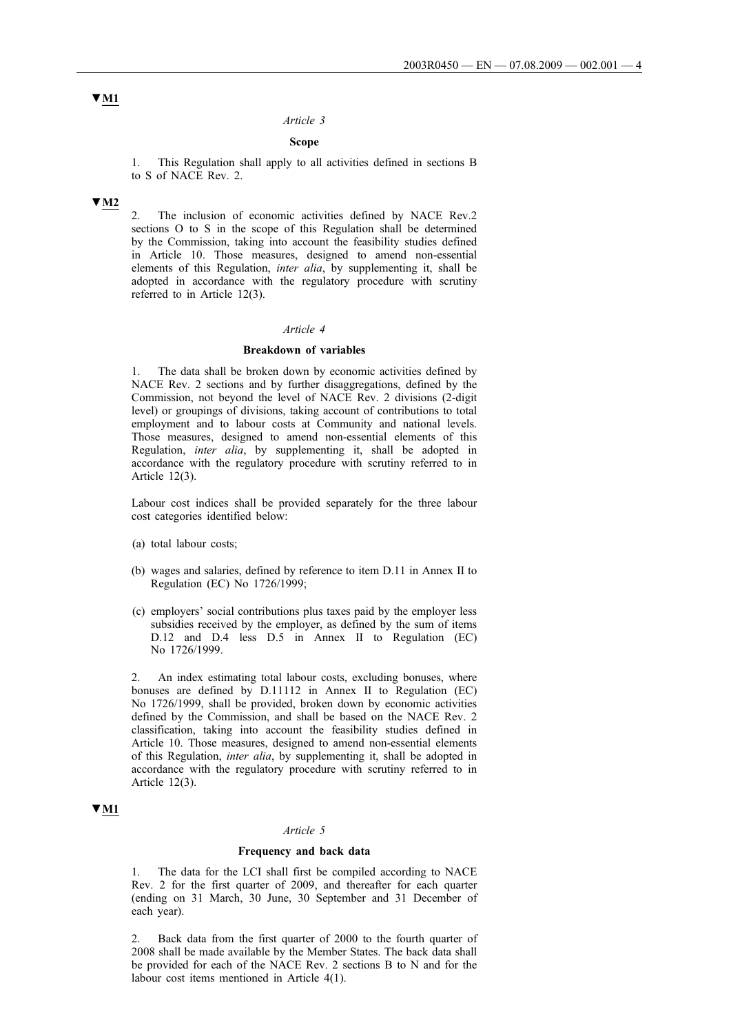▼M1

*Article 3*

**Scope**

1. This Regulation shall apply to all activities defined in sections B to S of NACE Rev. 2.

▼M2

2. The inclusion of economic activities defined by NACE Rev.2 sections O to S in the scope of this Regulation shall be determined by the Commission, taking into account the feasibility studies defined in Article 10. Those measures, designed to amend non-essential elements of this Regulation, *inter alia*, by supplementing it, shall be adopted in accordance with the regulatory procedure with scrutiny referred to in Article 12(3).

*Article 4*

**Breakdown of variables**

1. The data shall be broken down by economic activities defined by NACE Rev. 2 sections and by further disaggregations, defined by the Commission, not beyond the level of NACE Rev. 2 divisions (2-digit level) or groupings of divisions, taking account of contributions to total employment and to labour costs at Community and national levels. Those measures, designed to amend non-essential elements of this Regulation, *inter alia*, by supplementing it, shall be adopted in accordance with the regulatory procedure with scrutiny referred to in Article 12(3).

Labour cost indices shall be provided separately for the three labour cost categories identified below:

(a) total labour costs;

(b) wages and salaries, defined by reference to item D.11 in Annex II to Regulation (EC) No 1726/1999;

(c) employers' social contributions plus taxes paid by the employer less subsidies received by the employer, as defined by the sum of items D.12 and D.4 less D.5 in Annex II to Regulation (EC) No 1726/1999.

2. An index estimating total labour costs, excluding bonuses, where bonuses are defined by D.11112 in Annex II to Regulation (EC) No 1726/1999, shall be provided, broken down by economic activities defined by the Commission, and shall be based on the NACE Rev. 2 classification, taking into account the feasibility studies defined in Article 10. Those measures, designed to amend non-essential elements of this Regulation, *inter alia*, by supplementing it, shall be adopted in accordance with the regulatory procedure with scrutiny referred to in Article 12(3).

▼M1

*Article 5*

**Frequency and back data**

1. The data for the LCI shall first be compiled according to NACE Rev. 2 for the first quarter of 2009, and thereafter for each quarter (ending on 31 March, 30 June, 30 September and 31 December of each year).

2. Back data from the first quarter of 2000 to the fourth quarter of 2008 shall be made available by the Member States. The back data shall be provided for each of the NACE Rev. 2 sections B to N and for the labour cost items mentioned in Article 4(1).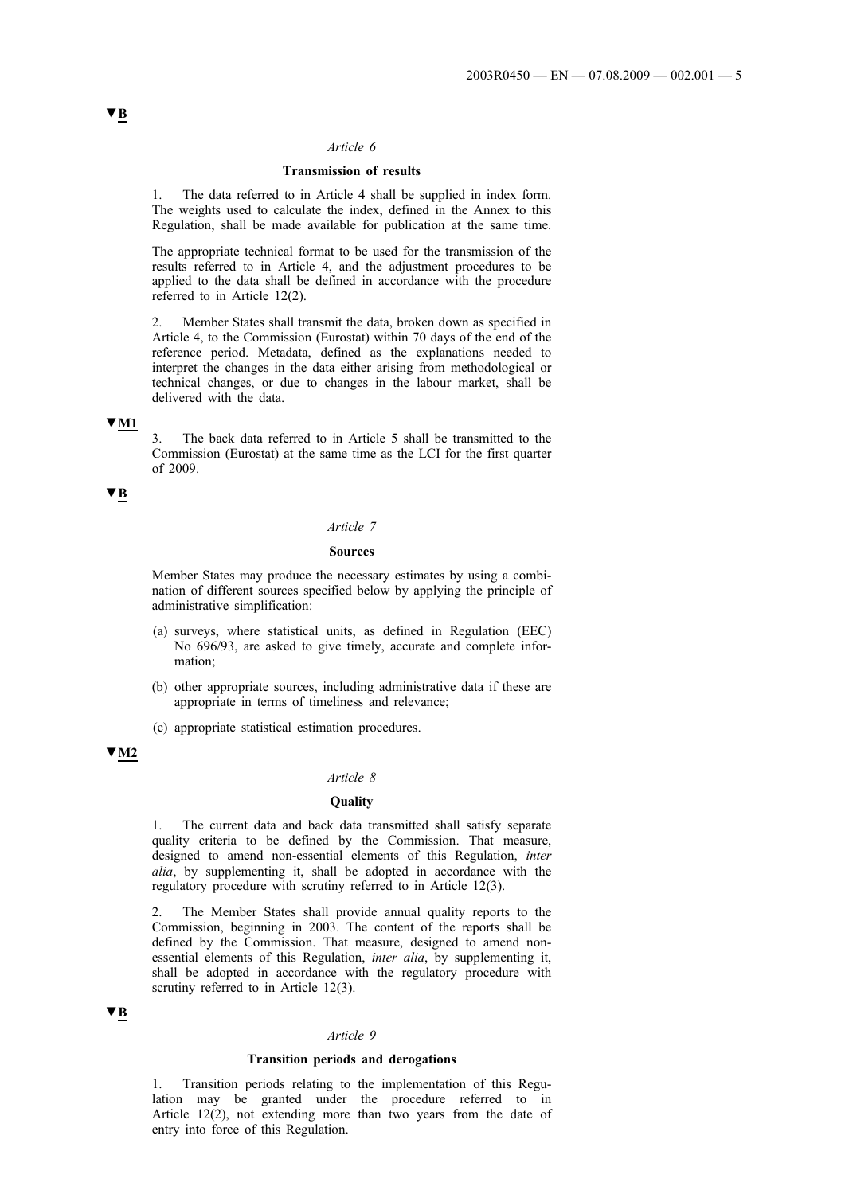▼B

*Article 6*

**Transmission of results**

1. The data referred to in Article 4 shall be supplied in index form. The weights used to calculate the index, defined in the Annex to this Regulation, shall be made available for publication at the same time.

The appropriate technical format to be used for the transmission of the results referred to in Article 4, and the adjustment procedures to be applied to the data shall be defined in accordance with the procedure referred to in Article 12(2).

2. Member States shall transmit the data, broken down as specified in Article 4, to the Commission (Eurostat) within 70 days of the end of the reference period. Metadata, defined as the explanations needed to interpret the changes in the data either arising from methodological or technical changes, or due to changes in the labour market, shall be delivered with the data.

▼M1

3. The back data referred to in Article 5 shall be transmitted to the Commission (Eurostat) at the same time as the LCI for the first quarter of 2009.

▼B

*Article 7*

**Sources**

Member States may produce the necessary estimates by using a combination of different sources specified below by applying the principle of administrative simplification:

(a) surveys, where statistical units, as defined in Regulation (EEC) No 696/93, are asked to give timely, accurate and complete information;

(b) other appropriate sources, including administrative data if these are appropriate in terms of timeliness and relevance;

(c) appropriate statistical estimation procedures.

▼M2

*Article 8*

**Quality**

1. The current data and back data transmitted shall satisfy separate quality criteria to be defined by the Commission. That measure, designed to amend non-essential elements of this Regulation, *inter alia*, by supplementing it, shall be adopted in accordance with the regulatory procedure with scrutiny referred to in Article 12(3).

2. The Member States shall provide annual quality reports to the Commission, beginning in 2003. The content of the reports shall be defined by the Commission. That measure, designed to amend non-essential elements of this Regulation, *inter alia*, by supplementing it, shall be adopted in accordance with the regulatory procedure with scrutiny referred to in Article 12(3).

▼B

*Article 9*

**Transition periods and derogations**

1. Transition periods relating to the implementation of this Regulation may be granted under the procedure referred to in Article 12(2), not extending more than two years from the date of entry into force of this Regulation.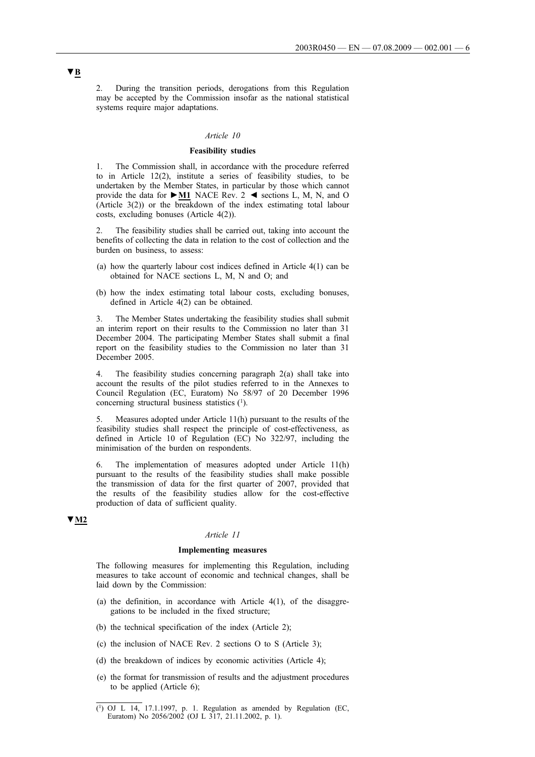▼B

2. During the transition periods, derogations from this Regulation may be accepted by the Commission insofar as the national statistical systems require major adaptations.

*Article 10*

**Feasibility studies**

1. The Commission shall, in accordance with the procedure referred to in Article 12(2), institute a series of feasibility studies, to be undertaken by the Member States, in particular by those which cannot provide the data for ►M1 NACE Rev. 2 ◄ sections L, M, N, and O (Article 3(2)) or the breakdown of the index estimating total labour costs, excluding bonuses (Article 4(2)).

2. The feasibility studies shall be carried out, taking into account the benefits of collecting the data in relation to the cost of collection and the burden on business, to assess:

(a) how the quarterly labour cost indices defined in Article 4(1) can be obtained for NACE sections L, M, N and O; and

(b) how the index estimating total labour costs, excluding bonuses, defined in Article 4(2) can be obtained.

3. The Member States undertaking the feasibility studies shall submit an interim report on their results to the Commission no later than 31 December 2004. The participating Member States shall submit a final report on the feasibility studies to the Commission no later than 31 December 2005.

4. The feasibility studies concerning paragraph 2(a) shall take into account the results of the pilot studies referred to in the Annexes to Council Regulation (EC, Euratom) No 58/97 of 20 December 1996 concerning structural business statistics [1].

5. Measures adopted under Article 11(h) pursuant to the results of the feasibility studies shall respect the principle of cost-effectiveness, as defined in Article 10 of Regulation (EC) No 322/97, including the minimisation of the burden on respondents.

6. The implementation of measures adopted under Article 11(h) pursuant to the results of the feasibility studies shall make possible the transmission of data for the first quarter of 2007, provided that the results of the feasibility studies allow for the cost-effective production of data of sufficient quality.

▼M2

*Article 11*

**Implementing measures**

The following measures for implementing this Regulation, including measures to take account of economic and technical changes, shall be laid down by the Commission:

(a) the definition, in accordance with Article 4(1), of the disaggregations to be included in the fixed structure;

(b) the technical specification of the index (Article 2);

(c) the inclusion of NACE Rev. 2 sections O to S (Article 3);

(d) the breakdown of indices by economic activities (Article 4);

(e) the format for transmission of results and the adjustment procedures to be applied (Article 6);

---

[1] OJ L 14, 17.1.1997, p. 1. Regulation as amended by Regulation (EC, Euratom) No 2056/2002 (OJ L 317, 21.11.2002, p. 1).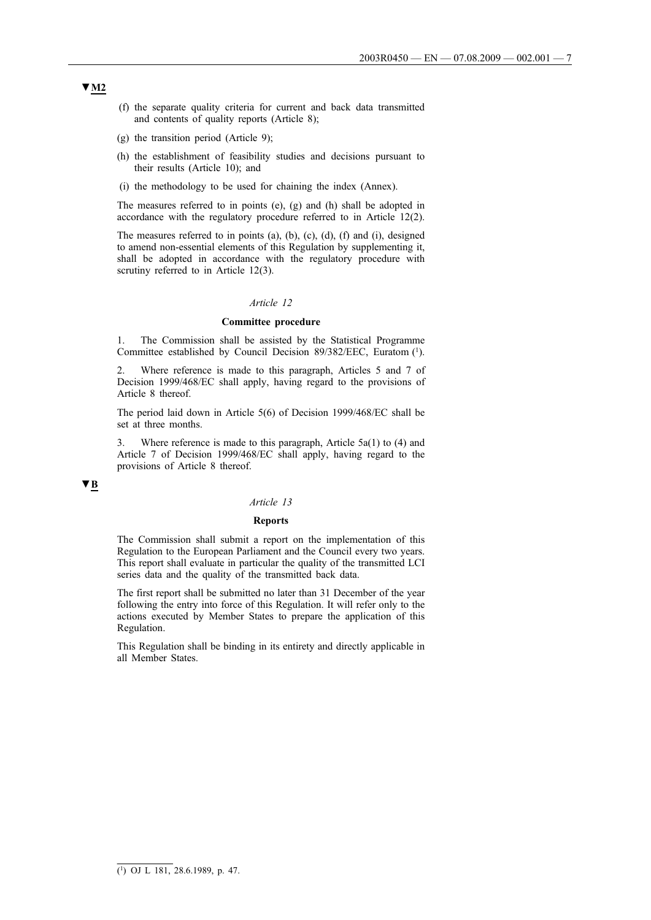▼M2

(f) the separate quality criteria for current and back data transmitted and contents of quality reports (Article 8);

(g) the transition period (Article 9);

(h) the establishment of feasibility studies and decisions pursuant to their results (Article 10); and

(i) the methodology to be used for chaining the index (Annex).

The measures referred to in points (e), (g) and (h) shall be adopted in accordance with the regulatory procedure referred to in Article 12(2).

The measures referred to in points (a), (b), (c), (d), (f) and (i), designed to amend non-essential elements of this Regulation by supplementing it, shall be adopted in accordance with the regulatory procedure with scrutiny referred to in Article 12(3).

*Article 12*

**Committee procedure**

1. The Commission shall be assisted by the Statistical Programme Committee established by Council Decision 89/382/EEC, Euratom [1].

2. Where reference is made to this paragraph, Articles 5 and 7 of Decision 1999/468/EC shall apply, having regard to the provisions of Article 8 thereof.

The period laid down in Article 5(6) of Decision 1999/468/EC shall be set at three months.

3. Where reference is made to this paragraph, Article 5a(1) to (4) and Article 7 of Decision 1999/468/EC shall apply, having regard to the provisions of Article 8 thereof.

▼B

*Article 13*

**Reports**

The Commission shall submit a report on the implementation of this Regulation to the European Parliament and the Council every two years. This report shall evaluate in particular the quality of the transmitted LCI series data and the quality of the transmitted back data.

The first report shall be submitted no later than 31 December of the year following the entry into force of this Regulation. It will refer only to the actions executed by Member States to prepare the application of this Regulation.

This Regulation shall be binding in its entirety and directly applicable in all Member States.

---

[1] OJ L 181, 28.6.1989, p. 47.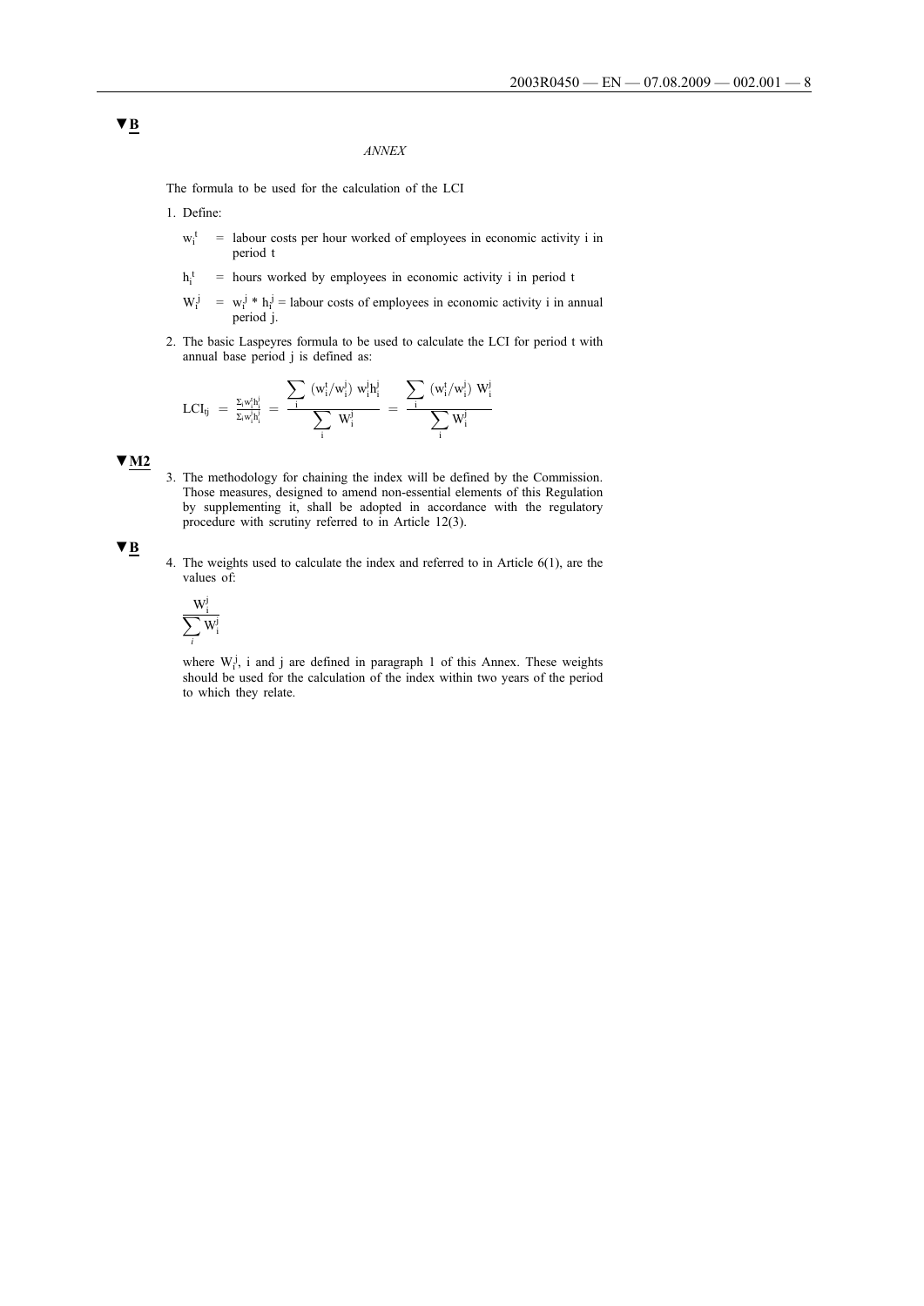▼B

*ANNEX*

The formula to be used for the calculation of the LCI

1. Define:

   $w_i^t$ = labour costs per hour worked of employees in economic activity i in period t

   $h_i^t$ = hours worked by employees in economic activity i in period t

   $W_i^j$ = $w_i^j * h_i^j$ = labour costs of employees in economic activity i in annual period j.

2. The basic Laspeyres formula to be used to calculate the LCI for period t with annual base period j is defined as:

$$\mathrm{LCI}_{tj} = \frac{\Sigma_i w_i^t h_i^j}{\Sigma_i w_i^j h_i^j} = \frac{\sum_i (w_i^t / w_i^j)\, w_i^j h_i^j}{\sum_i W_i^j} = \frac{\sum_i (w_i^t / w_i^j)\, W_i^j}{\sum_i W_i^j}$$

▼M2

3. The methodology for chaining the index will be defined by the Commission. Those measures, designed to amend non-essential elements of this Regulation by supplementing it, shall be adopted in accordance with the regulatory procedure with scrutiny referred to in Article 12(3).

▼B

4. The weights used to calculate the index and referred to in Article 6(1), are the values of:

$$\frac{W_i^j}{\sum_i W_i^j}$$

   where $W_i^j$, i and j are defined in paragraph 1 of this Annex. These weights should be used for the calculation of the index within two years of the period to which they relate.